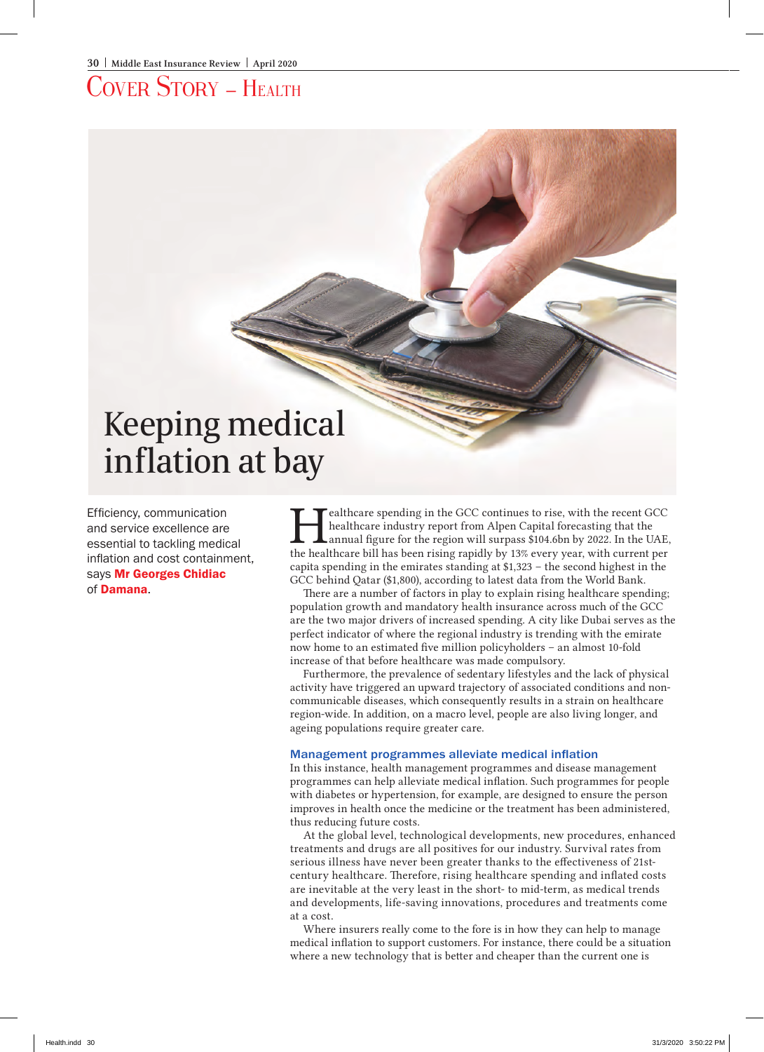# Keeping medical inflation at bay

Efficiency, communication and service excellence are essential to tackling medical inflation and cost containment, says **Mr Georges Chidiac** of **Damana**.

Healthcare spending in the GCC continues to rise, with the recent GCC healthcare industry report from Alpen Capital forecasting that the annual figure for the region will surpass $104.6bn by 2022. In the UAE, the healthcare bill has been rising rapidly by 13% every year, with current per capita spending in the emirates standing at $1,323 – the second highest in the GCC behind Qatar ($1,800), according to latest data from the World Bank.

There are a number of factors in play to explain rising healthcare spending; population growth and mandatory health insurance across much of the GCC are the two major drivers of increased spending. A city like Dubai serves as the perfect indicator of where the regional industry is trending with the emirate now home to an estimated five million policyholders – an almost 10-fold increase of that before healthcare was made compulsory.

Furthermore, the prevalence of sedentary lifestyles and the lack of physical activity have triggered an upward trajectory of associated conditions and non-communicable diseases, which consequently results in a strain on healthcare region-wide. In addition, on a macro level, people are also living longer, and ageing populations require greater care.

## Management programmes alleviate medical inflation

In this instance, health management programmes and disease management programmes can help alleviate medical inflation. Such programmes for people with diabetes or hypertension, for example, are designed to ensure the person improves in health once the medicine or the treatment has been administered, thus reducing future costs.

At the global level, technological developments, new procedures, enhanced treatments and drugs are all positives for our industry. Survival rates from serious illness have never been greater thanks to the effectiveness of 21st-century healthcare. Therefore, rising healthcare spending and inflated costs are inevitable at the very least in the short- to mid-term, as medical trends and developments, life-saving innovations, procedures and treatments come at a cost.

Where insurers really come to the fore is in how they can help to manage medical inflation to support customers. For instance, there could be a situation where a new technology that is better and cheaper than the current one is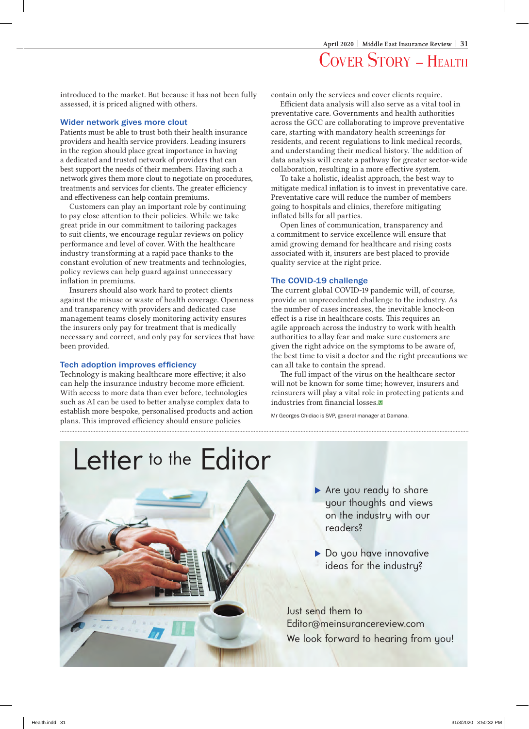introduced to the market. But because it has not been fully assessed, it is priced aligned with others.

### Wider network gives more clout

Patients must be able to trust both their health insurance providers and health service providers. Leading insurers in the region should place great importance in having a dedicated and trusted network of providers that can best support the needs of their members. Having such a network gives them more clout to negotiate on procedures, treatments and services for clients. The greater efficiency and effectiveness can help contain premiums.

Customers can play an important role by continuing to pay close attention to their policies. While we take great pride in our commitment to tailoring packages to suit clients, we encourage regular reviews on policy performance and level of cover. With the healthcare industry transforming at a rapid pace thanks to the constant evolution of new treatments and technologies, policy reviews can help guard against unnecessary inflation in premiums.

Insurers should also work hard to protect clients against the misuse or waste of health coverage. Openness and transparency with providers and dedicated case management teams closely monitoring activity ensures the insurers only pay for treatment that is medically necessary and correct, and only pay for services that have been provided.

### Tech adoption improves efficiency

Technology is making healthcare more effective; it also can help the insurance industry become more efficient. With access to more data than ever before, technologies such as AI can be used to better analyse complex data to establish more bespoke, personalised products and action plans. This improved efficiency should ensure policies contain only the services and cover clients require.

Efficient data analysis will also serve as a vital tool in preventative care. Governments and health authorities across the GCC are collaborating to improve preventative care, starting with mandatory health screenings for residents, and recent regulations to link medical records, and understanding their medical history. The addition of data analysis will create a pathway for greater sector-wide collaboration, resulting in a more effective system.

To take a holistic, idealist approach, the best way to mitigate medical inflation is to invest in preventative care. Preventative care will reduce the number of members going to hospitals and clinics, therefore mitigating inflated bills for all parties.

Open lines of communication, transparency and a commitment to service excellence will ensure that amid growing demand for healthcare and rising costs associated with it, insurers are best placed to provide quality service at the right price.

### The COVID-19 challenge

The current global COVID-19 pandemic will, of course, provide an unprecedented challenge to the industry. As the number of cases increases, the inevitable knock-on effect is a rise in healthcare costs. This requires an agile approach across the industry to work with health authorities to allay fear and make sure customers are given the right advice on the symptoms to be aware of, the best time to visit a doctor and the right precautions we can all take to contain the spread.

The full impact of the virus on the healthcare sector will not be known for some time; however, insurers and reinsurers will play a vital role in protecting patients and industries from financial losses.

Mr Georges Chidiac is SVP, general manager at Damana.

---

# Letter to the Editor

- Are you ready to share your thoughts and views on the industry with our readers?
- Do you have innovative ideas for the industry?

Just send them to
Editor@meinsurancereview.com
We look forward to hearing from you!